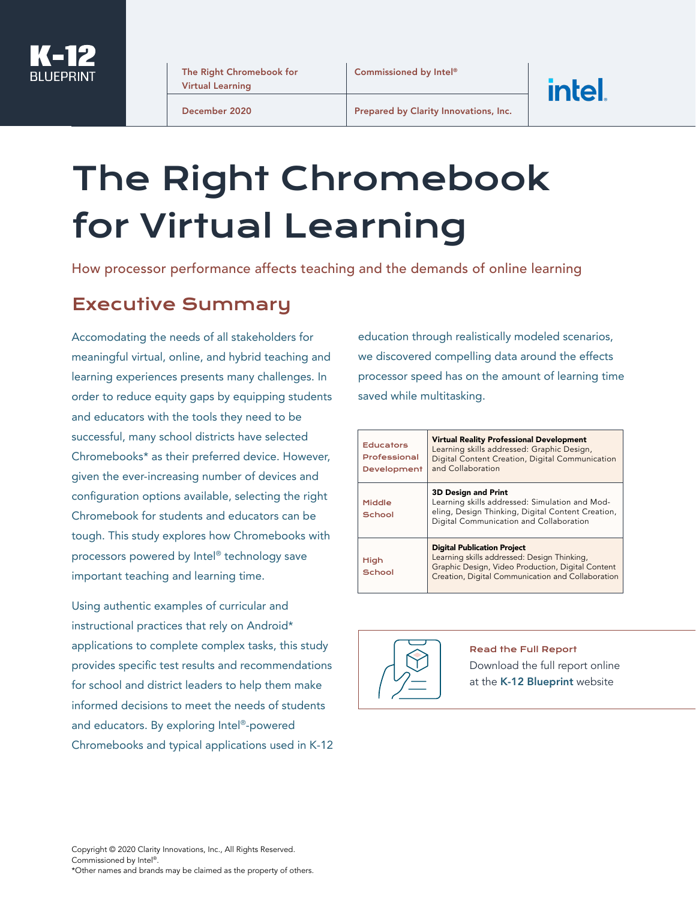**K-12 BLUEPRINT**

| The Right Chromebook for Virtual Learning | Commissioned by Intel® |
|---|---|
| December 2020 | Prepared by Clarity Innovations, Inc. |

intel.

# The Right Chromebook for Virtual Learning

How processor performance affects teaching and the demands of online learning

## Executive Summary

Accomodating the needs of all stakeholders for meaningful virtual, online, and hybrid teaching and learning experiences presents many challenges. In order to reduce equity gaps by equipping students and educators with the tools they need to be successful, many school districts have selected Chromebooks* as their preferred device. However, given the ever-increasing number of devices and configuration options available, selecting the right Chromebook for students and educators can be tough. This study explores how Chromebooks with processors powered by Intel® technology save important teaching and learning time.

Using authentic examples of curricular and instructional practices that rely on Android* applications to complete complex tasks, this study provides specific test results and recommendations for school and district leaders to help them make informed decisions to meet the needs of students and educators. By exploring Intel®-powered Chromebooks and typical applications used in K-12 education through realistically modeled scenarios, we discovered compelling data around the effects processor speed has on the amount of learning time saved while multitasking.

| | |
|---|---|
| Educators Professional Development | **Virtual Reality Professional Development**<br>Learning skills addressed: Graphic Design, Digital Content Creation, Digital Communication and Collaboration |
| Middle School | **3D Design and Print**<br>Learning skills addressed: Simulation and Modeling, Design Thinking, Digital Content Creation, Digital Communication and Collaboration |
| High School | **Digital Publication Project**<br>Learning skills addressed: Design Thinking, Graphic Design, Video Production, Digital Content Creation, Digital Communication and Collaboration |

**Read the Full Report**
Download the full report online at the **K-12 Blueprint** website

Copyright © 2020 Clarity Innovations, Inc., All Rights Reserved.
Commissioned by Intel®.
*Other names and brands may be claimed as the property of others.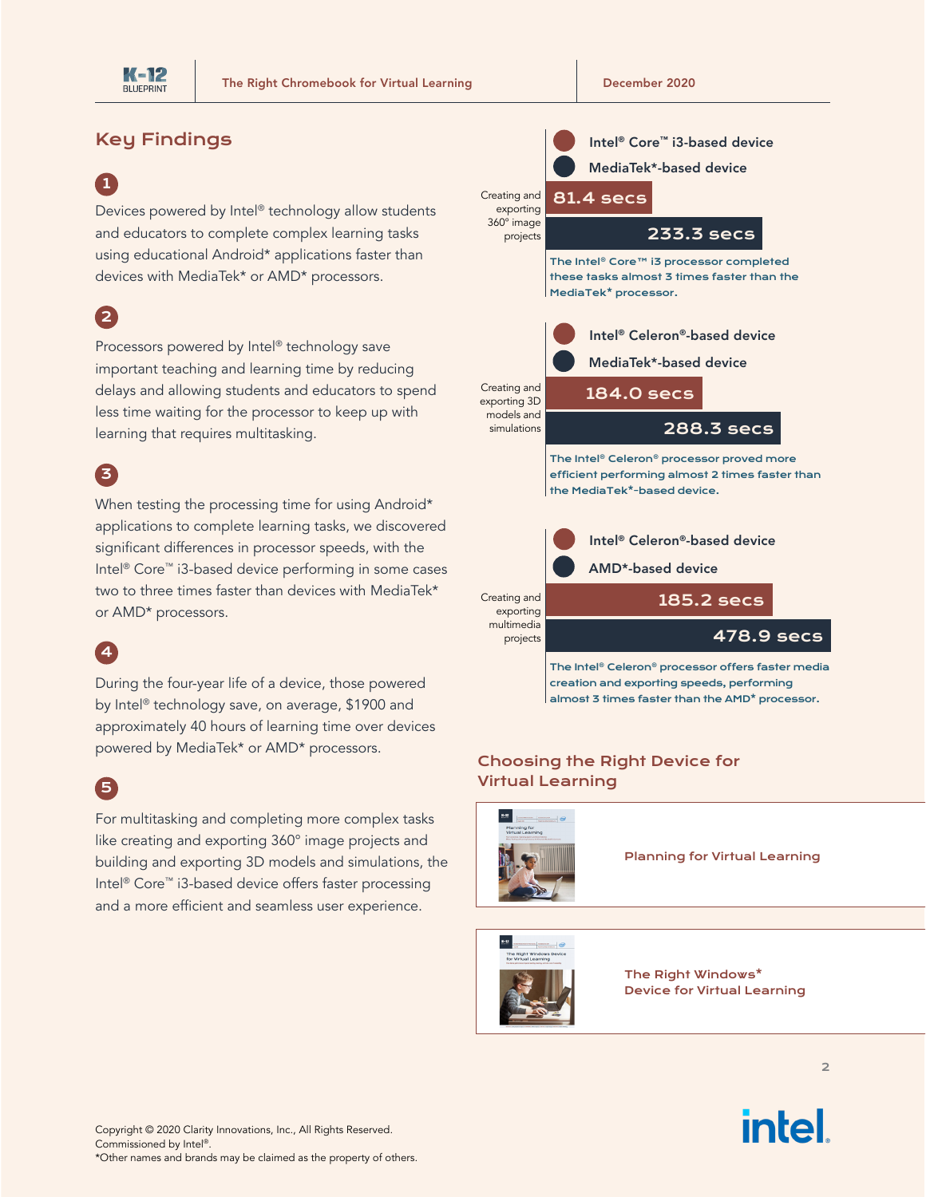## Key Findings

**1**

Devices powered by Intel® technology allow students and educators to complete complex learning tasks using educational Android* applications faster than devices with MediaTek* or AMD* processors.

**2**

Processors powered by Intel® technology save important teaching and learning time by reducing delays and allowing students and educators to spend less time waiting for the processor to keep up with learning that requires multitasking.

**3**

When testing the processing time for using Android* applications to complete learning tasks, we discovered significant differences in processor speeds, with the Intel® Core™ i3-based device performing in some cases two to three times faster than devices with MediaTek* or AMD* processors.

**4**

During the four-year life of a device, those powered by Intel® technology save, on average, $1900 and approximately 40 hours of learning time over devices powered by MediaTek* or AMD* processors.

**5**

For multitasking and completing more complex tasks like creating and exporting 360° image projects and building and exporting 3D models and simulations, the Intel® Core™ i3-based device offers faster processing and a more efficient and seamless user experience.

Intel® Core™ i3-based device
MediaTek*-based device
Creating and exporting 360° image projects
81.4 secs
233.3 secs

The Intel® Core™ i3 processor completed these tasks almost 3 times faster than the MediaTek* processor.

Intel® Celeron®-based device
MediaTek*-based device
Creating and exporting 3D models and simulations
184.0 secs
288.3 secs

The Intel® Celeron® processor proved more efficient performing almost 2 times faster than the MediaTek*-based device.

Intel® Celeron®-based device
AMD*-based device
Creating and exporting multimedia projects
185.2 secs
478.9 secs

The Intel® Celeron® processor offers faster media creation and exporting speeds, performing almost 3 times faster than the AMD* processor.

## Choosing the Right Device for Virtual Learning

Planning for Virtual Learning

The Right Windows* Device for Virtual Learning

Copyright © 2020 Clarity Innovations, Inc., All Rights Reserved.
Commissioned by Intel®.
*Other names and brands may be claimed as the property of others.